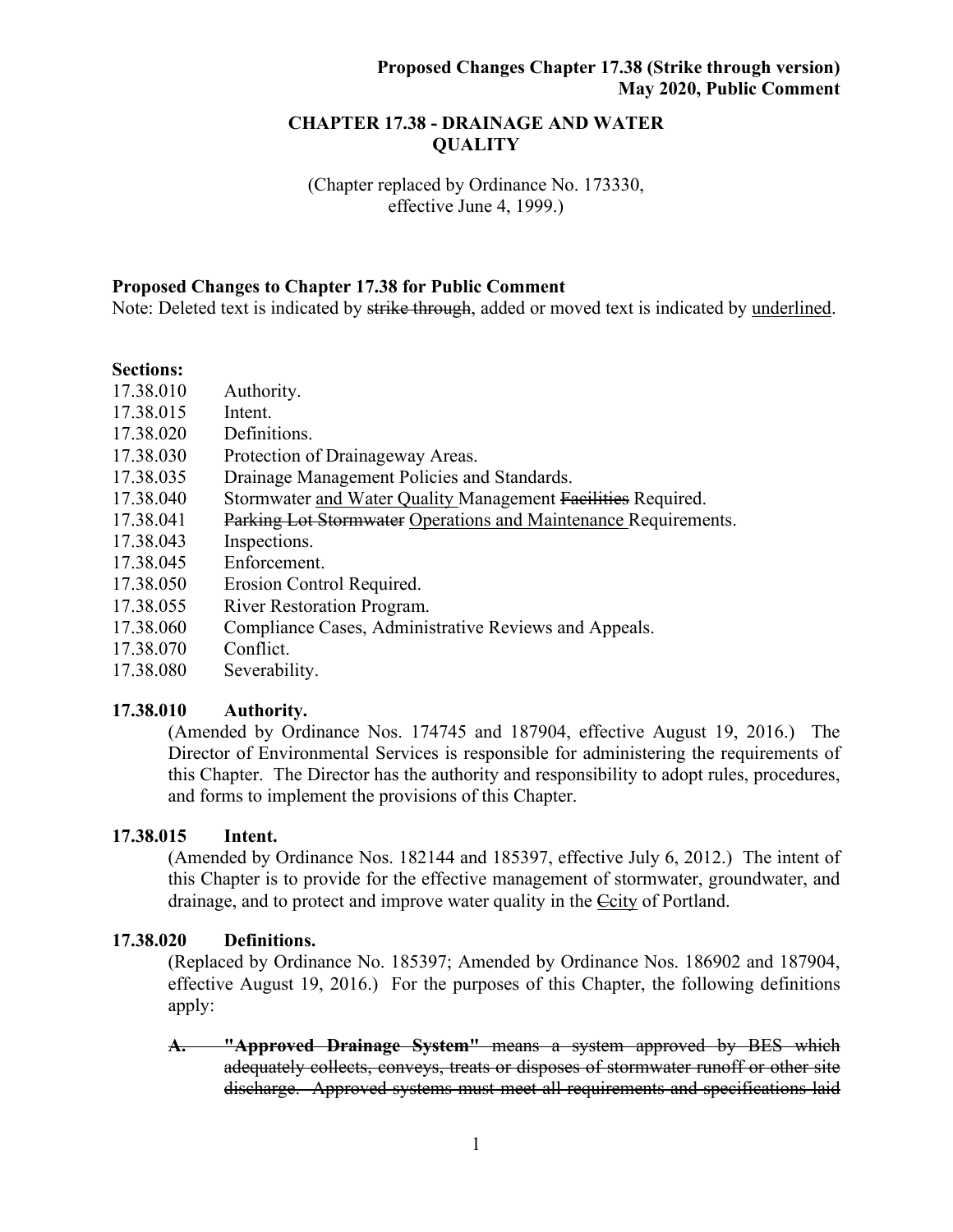**Proposed Changes Chapter 17.38 (Strike through version)**
**May 2020, Public Comment**

# CHAPTER 17.38 - DRAINAGE AND WATER QUALITY

(Chapter replaced by Ordinance No. 173330, effective June 4, 1999.)

**Proposed Changes to Chapter 17.38 for Public Comment**

Note: Deleted text is indicated by ~~strike through~~, added or moved text is indicated by <u>underlined</u>.

**Sections:**

| | |
|---|---|
| 17.38.010 | Authority. |
| 17.38.015 | Intent. |
| 17.38.020 | Definitions. |
| 17.38.030 | Protection of Drainageway Areas. |
| 17.38.035 | Drainage Management Policies and Standards. |
| 17.38.040 | Stormwater <u>and Water Quality</u> Management ~~Facilities~~ Required. |
| 17.38.041 | ~~Parking Lot Stormwater~~ <u>Operations and Maintenance</u> Requirements. |
| 17.38.043 | Inspections. |
| 17.38.045 | Enforcement. |
| 17.38.050 | Erosion Control Required. |
| 17.38.055 | River Restoration Program. |
| 17.38.060 | Compliance Cases, Administrative Reviews and Appeals. |
| 17.38.070 | Conflict. |
| 17.38.080 | Severability. |

## 17.38.010 Authority.

(Amended by Ordinance Nos. 174745 and 187904, effective August 19, 2016.) The Director of Environmental Services is responsible for administering the requirements of this Chapter. The Director has the authority and responsibility to adopt rules, procedures, and forms to implement the provisions of this Chapter.

## 17.38.015 Intent.

(Amended by Ordinance Nos. 182144 and 185397, effective July 6, 2012.) The intent of this Chapter is to provide for the effective management of stormwater, groundwater, and drainage, and to protect and improve water quality in the ~~C~~<u>city</u> of Portland.

## 17.38.020 Definitions.

(Replaced by Ordinance No. 185397; Amended by Ordinance Nos. 186902 and 187904, effective August 19, 2016.) For the purposes of this Chapter, the following definitions apply:

~~**A. "Approved Drainage System"** means a system approved by BES which adequately collects, conveys, treats or disposes of stormwater runoff or other site discharge. Approved systems must meet all requirements and specifications laid~~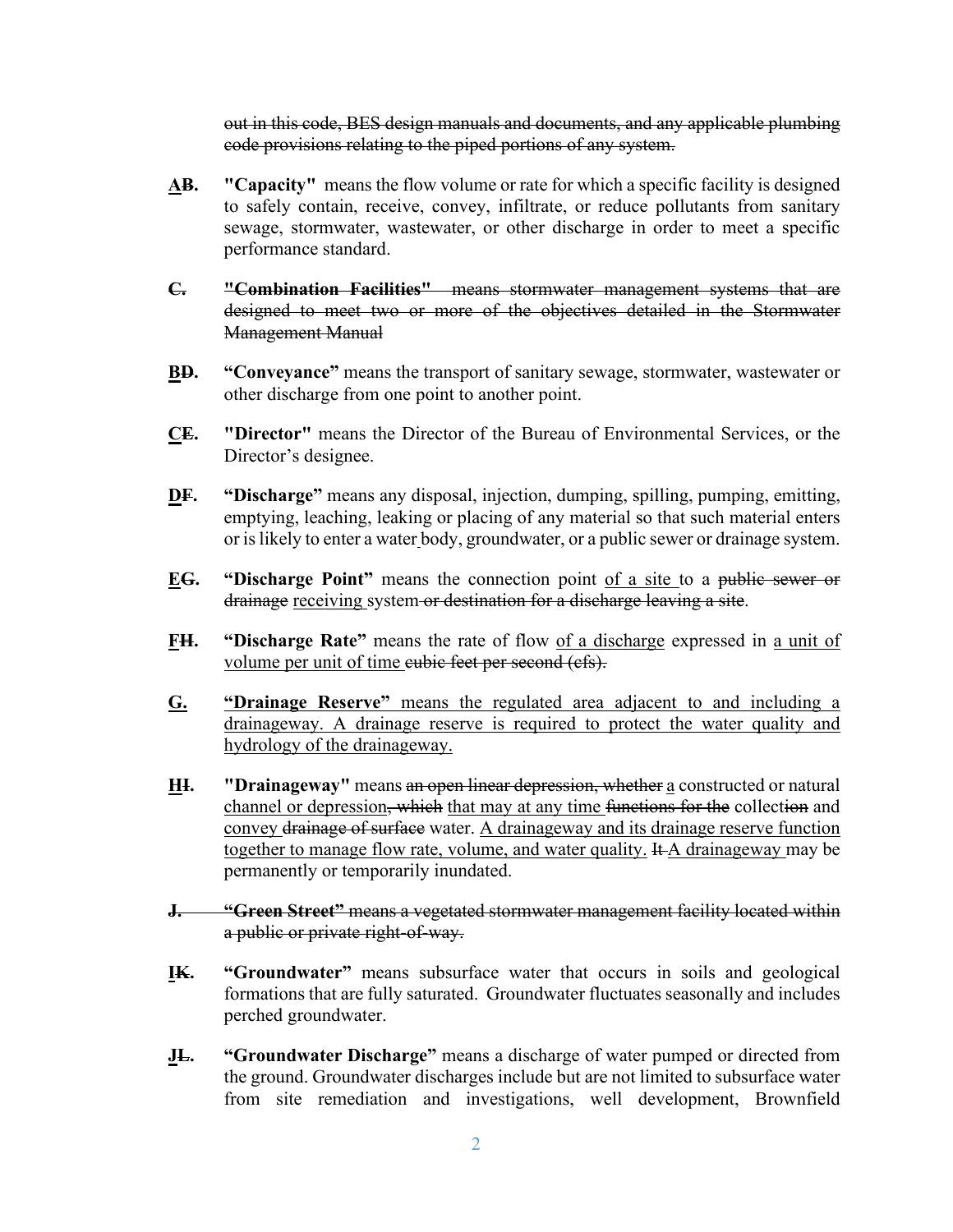~~out in this code, BES design manuals and documents, and any applicable plumbing code provisions relating to the piped portions of any system.~~

<u>**A**</u>~~**B.**~~ **"Capacity"** means the flow volume or rate for which a specific facility is designed to safely contain, receive, convey, infiltrate, or reduce pollutants from sanitary sewage, stormwater, wastewater, or other discharge in order to meet a specific performance standard.

~~**C.** **"Combination Facilities"** means stormwater management systems that are designed to meet two or more of the objectives detailed in the Stormwater Management Manual~~

<u>**B**</u>~~**D.**~~ **"Conveyance"** means the transport of sanitary sewage, stormwater, wastewater or other discharge from one point to another point.

<u>**C**</u>~~**E.**~~ **"Director"** means the Director of the Bureau of Environmental Services, or the Director's designee.

<u>**D**</u>~~**F.**~~ **"Discharge"** means any disposal, injection, dumping, spilling, pumping, emitting, emptying, leaching, leaking or placing of any material so that such material enters or is likely to enter a water body, groundwater, or a public sewer or drainage system.

<u>**E**</u>~~**G.**~~ **"Discharge Point"** means the connection point <u>of a site</u> to a ~~public sewer or drainage~~ <u>receiving</u> system ~~or destination for a discharge leaving a site~~.

<u>**F**</u>~~**H.**~~ **"Discharge Rate"** means the rate of flow <u>of a discharge</u> expressed in <u>a unit of volume per unit of time</u> ~~cubic feet per second (cfs).~~

<u>**G.** **"Drainage Reserve"** means the regulated area adjacent to and including a drainageway. A drainage reserve is required to protect the water quality and hydrology of the drainageway.</u>

<u>**H**</u>~~**I.**~~ **"Drainageway"** means ~~an open linear depression, whether~~ <u>a</u> constructed or natural <u>channel or depression</u>~~, which~~ <u>that may at any time</u> ~~functions for the~~ collect~~ion~~ and <u>convey</u> ~~drainage of surface~~ water. <u>A drainageway and its drainage reserve function together to manage flow rate, volume, and water quality.</u> ~~It~~ <u>A drainageway</u> may be permanently or temporarily inundated.

~~**J.** **"Green Street"** means a vegetated stormwater management facility located within a public or private right-of-way.~~

<u>**I**</u>~~**K.**~~ **"Groundwater"** means subsurface water that occurs in soils and geological formations that are fully saturated. Groundwater fluctuates seasonally and includes perched groundwater.

<u>**J**</u>~~**L.**~~ **"Groundwater Discharge"** means a discharge of water pumped or directed from the ground. Groundwater discharges include but are not limited to subsurface water from site remediation and investigations, well development, Brownfield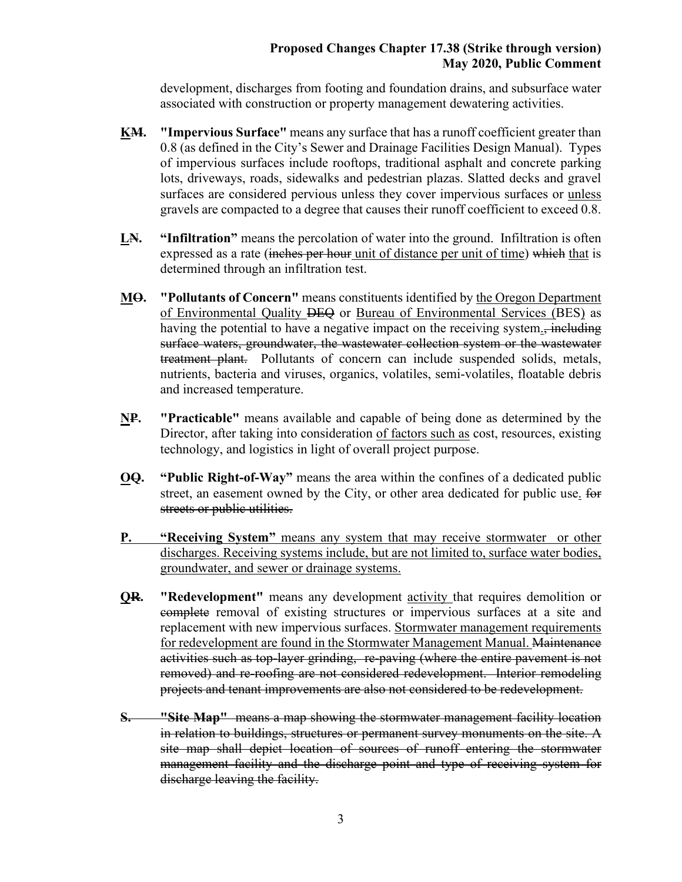development, discharges from footing and foundation drains, and subsurface water associated with construction or property management dewatering activities.

<u>K</u>~~M~~. **"Impervious Surface"** means any surface that has a runoff coefficient greater than 0.8 (as defined in the City's Sewer and Drainage Facilities Design Manual). Types of impervious surfaces include rooftops, traditional asphalt and concrete parking lots, driveways, roads, sidewalks and pedestrian plazas. Slatted decks and gravel surfaces are considered pervious unless they cover impervious surfaces or <u>unless</u> gravels are compacted to a degree that causes their runoff coefficient to exceed 0.8.

<u>L</u>~~N~~. **"Infiltration"** means the percolation of water into the ground. Infiltration is often expressed as a rate (~~inches per hour~~ <u>unit of distance per unit of time</u>) ~~which~~ <u>that</u> is determined through an infiltration test.

<u>M</u>~~O~~. **"Pollutants of Concern"** means constituents identified by <u>the Oregon Department of Environmental Quality</u> ~~DEQ~~ or <u>Bureau of Environmental Services (</u>BES<u>)</u> as having the potential to have a negative impact on the receiving system<u>.</u>~~, including surface waters, groundwater, the wastewater collection system or the wastewater treatment plant.~~ Pollutants of concern can include suspended solids, metals, nutrients, bacteria and viruses, organics, volatiles, semi-volatiles, floatable debris and increased temperature.

<u>N</u>~~P~~. **"Practicable"** means available and capable of being done as determined by the Director, after taking into consideration <u>of factors such as</u> cost, resources, existing technology, and logistics in light of overall project purpose.

<u>O</u>~~Q~~. **"Public Right-of-Way"** means the area within the confines of a dedicated public street, an easement owned by the City, or other area dedicated for public use<u>.</u> ~~for streets or public utilities.~~

<u>P. **"Receiving System"** means any system that may receive stormwater or other discharges. Receiving systems include, but are not limited to, surface water bodies, groundwater, and sewer or drainage systems.</u>

<u>Q</u>~~R~~. **"Redevelopment"** means any development <u>activity</u> that requires demolition or ~~complete~~ removal of existing structures or impervious surfaces at a site and replacement with new impervious surfaces. <u>Stormwater management requirements for redevelopment are found in the Stormwater Management Manual.</u> ~~Maintenance activities such as top-layer grinding, re-paving (where the entire pavement is not removed) and re-roofing are not considered redevelopment. Interior remodeling projects and tenant improvements are also not considered to be redevelopment.~~

~~S. **"Site Map"** means a map showing the stormwater management facility location in relation to buildings, structures or permanent survey monuments on the site. A site map shall depict location of sources of runoff entering the stormwater management facility and the discharge point and type of receiving system for discharge leaving the facility.~~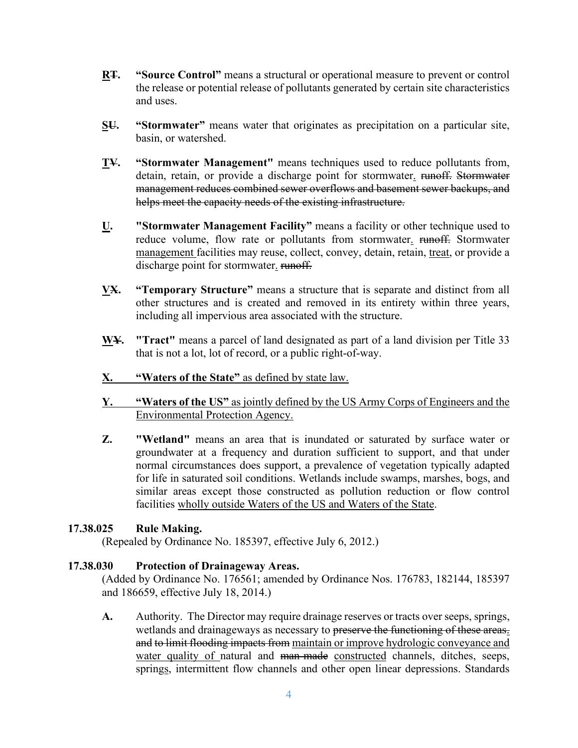**R~~T~~.** **"Source Control"** means a structural or operational measure to prevent or control the release or potential release of pollutants generated by certain site characteristics and uses.

**S~~U~~.** **"Stormwater"** means water that originates as precipitation on a particular site, basin, or watershed.

**T~~V~~.** **"Stormwater Management"** means techniques used to reduce pollutants from, detain, retain, or provide a discharge point for stormwater. ~~runoff. Stormwater management reduces combined sewer overflows and basement sewer backups, and helps meet the capacity needs of the existing infrastructure.~~

**U.** **"Stormwater Management Facility"** means a facility or other technique used to reduce volume, flow rate or pollutants from stormwater. ~~runoff.~~ Stormwater management facilities may reuse, collect, convey, detain, retain, treat, or provide a discharge point for stormwater. ~~runoff.~~

**V~~X~~.** **"Temporary Structure"** means a structure that is separate and distinct from all other structures and is created and removed in its entirety within three years, including all impervious area associated with the structure.

**W~~Y~~.** **"Tract"** means a parcel of land designated as part of a land division per Title 33 that is not a lot, lot of record, or a public right-of-way.

**X.** **"Waters of the State"** as defined by state law.

**Y.** **"Waters of the US"** as jointly defined by the US Army Corps of Engineers and the Environmental Protection Agency.

**Z.** **"Wetland"** means an area that is inundated or saturated by surface water or groundwater at a frequency and duration sufficient to support, and that under normal circumstances does support, a prevalence of vegetation typically adapted for life in saturated soil conditions. Wetlands include swamps, marshes, bogs, and similar areas except those constructed as pollution reduction or flow control facilities wholly outside Waters of the US and Waters of the State.

**17.38.025 Rule Making.**
(Repealed by Ordinance No. 185397, effective July 6, 2012.)

**17.38.030 Protection of Drainageway Areas.**
(Added by Ordinance No. 176561; amended by Ordinance Nos. 176783, 182144, 185397 and 186659, effective July 18, 2014.)

**A.** Authority. The Director may require drainage reserves or tracts over seeps, springs, wetlands and drainageways as necessary to ~~preserve the functioning of these areas. and to limit flooding impacts from~~ maintain or improve hydrologic conveyance and water quality of natural and ~~man made~~ constructed channels, ditches, seeps, springs, intermittent flow channels and other open linear depressions. Standards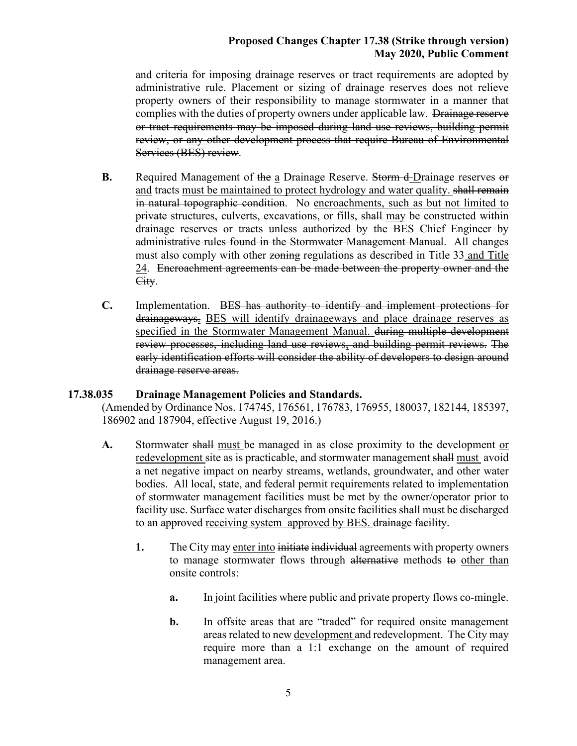and criteria for imposing drainage reserves or tract requirements are adopted by administrative rule. Placement or sizing of drainage reserves does not relieve property owners of their responsibility to manage stormwater in a manner that complies with the duties of property owners under applicable law. ~~Drainage reserve or tract requirements may be imposed during land use reviews, building permit review, or~~ ~~<u>any</u>~~ ~~other development process that require Bureau of Environmental Services (BES) review~~.

**B.** Required Management of ~~the~~ <u>a</u> Drainage Reserve. ~~Storm d~~ <u>D</u>rainage reserves ~~or~~ <u>and</u> tracts <u>must be maintained to protect hydrology and water quality.</u> ~~shall remain in natural topographic condition~~. No <u>encroachments, such as but not limited to</u> ~~private~~ structures, culverts, excavations, or fills, ~~shall~~ <u>may</u> be constructed ~~with~~in drainage reserves or tracts unless authorized by the BES Chief Engineer ~~by administrative rules found in the Stormwater Management Manual~~. All changes must also comply with other ~~zoning~~ regulations as described in Title 33 <u>and Title 24</u>. ~~Encroachment agreements can be made between the property owner and the City~~.

**C.** Implementation. ~~BES has authority to identify and implement protections for drainageways.~~ <u>BES will identify drainageways and place drainage reserves as specified in the Stormwater Management Manual.</u> ~~during multiple development review processes, including land use reviews, and building permit reviews. The early identification efforts will consider the ability of developers to design around drainage reserve areas.~~

### 17.38.035 Drainage Management Policies and Standards.

(Amended by Ordinance Nos. 174745, 176561, 176783, 176955, 180037, 182144, 185397, 186902 and 187904, effective August 19, 2016.)

**A.** Stormwater ~~shall~~ <u>must</u> be managed in as close proximity to the development <u>or redevelopment</u> site as is practicable, and stormwater management ~~shall~~ <u>must</u> avoid a net negative impact on nearby streams, wetlands, groundwater, and other water bodies. All local, state, and federal permit requirements related to implementation of stormwater management facilities must be met by the owner/operator prior to facility use. Surface water discharges from onsite facilities ~~shall~~ <u>must</u> be discharged to a~~n~~ ~~approved~~ <u>receiving system approved by BES.</u> ~~drainage facility~~.

1. The City may <u>enter into</u> ~~initiate~~ ~~individual~~ agreements with property owners to manage stormwater flows through ~~alternative~~ methods ~~to~~ <u>other than</u> onsite controls:

   **a.** In joint facilities where public and private property flows co-mingle.

   **b.** In offsite areas that are "traded" for required onsite management areas related to new <u>development</u> and redevelopment. The City may require more than a 1:1 exchange on the amount of required management area.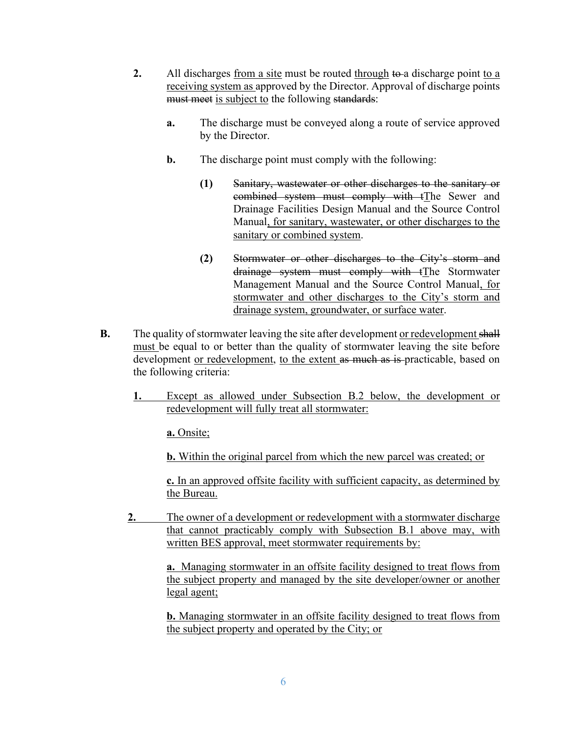**2.** All discharges <u>from a site</u> must be routed <u>through</u> ~~to~~ a discharge point <u>to a receiving system as</u> approved by the Director. Approval of discharge points ~~must meet~~ <u>is subject to</u> the following ~~standards~~:

**a.** The discharge must be conveyed along a route of service approved by the Director.

**b.** The discharge point must comply with the following:

**(1)** ~~Sanitary, wastewater or other discharges to the sanitary or combined system must comply with t~~<u>T</u>he Sewer and Drainage Facilities Design Manual and the Source Control Manual<u>, for sanitary, wastewater, or other discharges to the sanitary or combined system</u>.

**(2)** ~~Stormwater or other discharges to the City's storm and drainage system must comply with t~~<u>T</u>he Stormwater Management Manual and the Source Control Manual<u>, for stormwater and other discharges to the City's storm and drainage system, groundwater, or surface water</u>.

**B.** The quality of stormwater leaving the site after development <u>or redevelopment</u> ~~shall~~ <u>must</u> be equal to or better than the quality of stormwater leaving the site before development <u>or redevelopment</u>, <u>to the extent</u> ~~as much as is~~ practicable, based on the following criteria:

<u>**1.** Except as allowed under Subsection B.2 below, the development or redevelopment will fully treat all stormwater:</u>

<u>**a.** Onsite;</u>

<u>**b.** Within the original parcel from which the new parcel was created; or</u>

<u>**c.** In an approved offsite facility with sufficient capacity, as determined by the Bureau.</u>

<u>**2.** The owner of a development or redevelopment with a stormwater discharge that cannot practicably comply with Subsection B.1 above may, with written BES approval, meet stormwater requirements by:</u>

<u>**a.** Managing stormwater in an offsite facility designed to treat flows from the subject property and managed by the site developer/owner or another legal agent;</u>

<u>**b.** Managing stormwater in an offsite facility designed to treat flows from the subject property and operated by the City; or</u>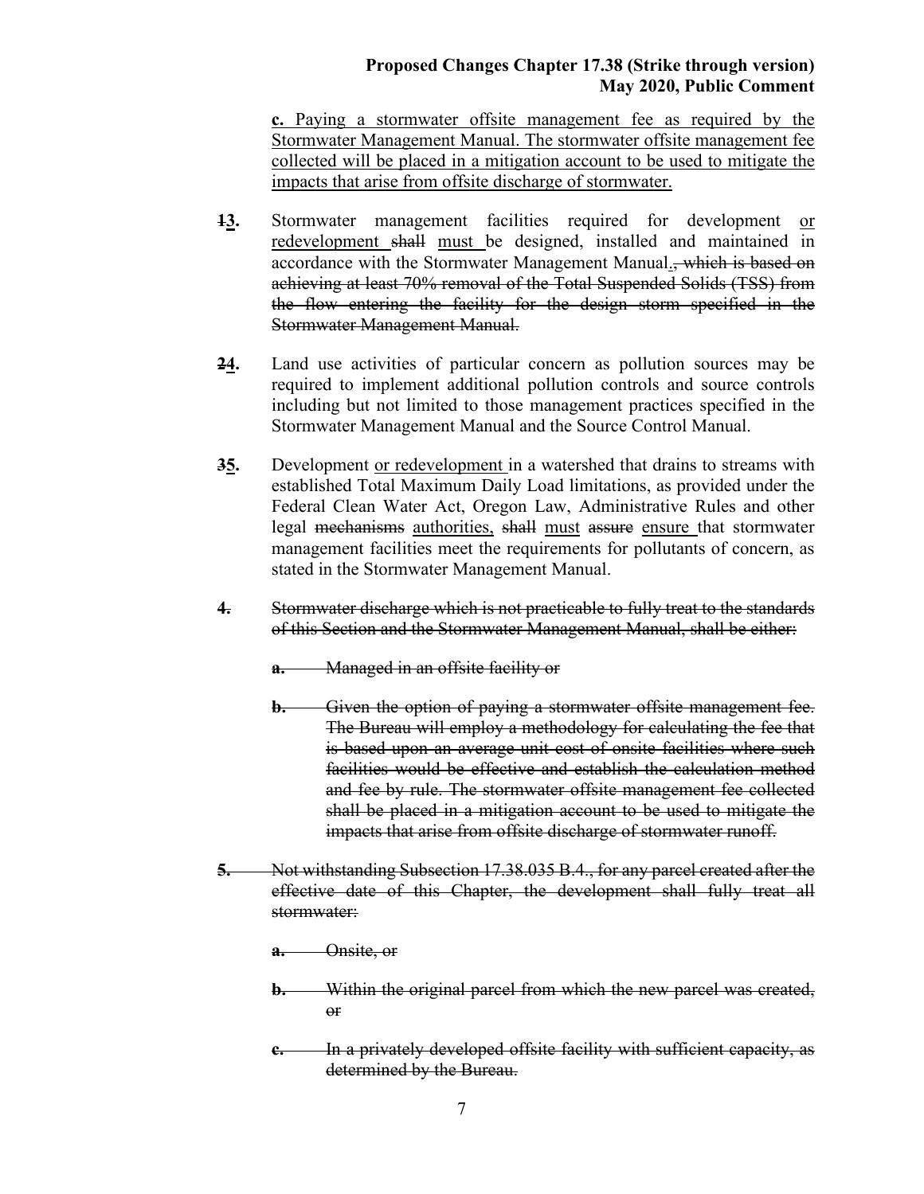**c.** <u>Paying a stormwater offsite management fee as required by the Stormwater Management Manual. The stormwater offsite management fee collected will be placed in a mitigation account to be used to mitigate the impacts that arise from offsite discharge of stormwater.</u>

**~~1~~<u>3</u>.** Stormwater management facilities required for development <u>or redevelopment</u> ~~shall~~ <u>must</u> be designed, installed and maintained in accordance with the Stormwater Management Manual<u>.</u>~~, which is based on achieving at least 70% removal of the Total Suspended Solids (TSS) from the flow entering the facility for the design storm specified in the Stormwater Management Manual.~~

**~~2~~<u>4</u>.** Land use activities of particular concern as pollution sources may be required to implement additional pollution controls and source controls including but not limited to those management practices specified in the Stormwater Management Manual and the Source Control Manual.

**~~3~~<u>5</u>.** Development <u>or redevelopment</u> in a watershed that drains to streams with established Total Maximum Daily Load limitations, as provided under the Federal Clean Water Act, Oregon Law, Administrative Rules and other legal ~~mechanisms~~ <u>authorities,</u> ~~shall~~ <u>must</u> ~~assure~~ <u>ensure</u> that stormwater management facilities meet the requirements for pollutants of concern, as stated in the Stormwater Management Manual.

~~**4.** Stormwater discharge which is not practicable to fully treat to the standards of this Section and the Stormwater Management Manual, shall be either:~~

~~**a.** Managed in an offsite facility or~~

~~**b.** Given the option of paying a stormwater offsite management fee. The Bureau will employ a methodology for calculating the fee that is based upon an average unit cost of onsite facilities where such facilities would be effective and establish the calculation method and fee by rule. The stormwater offsite management fee collected shall be placed in a mitigation account to be used to mitigate the impacts that arise from offsite discharge of stormwater runoff.~~

~~**5.** Not withstanding Subsection 17.38.035 B.4., for any parcel created after the effective date of this Chapter, the development shall fully treat all stormwater:~~

~~**a.** Onsite, or~~

~~**b.** Within the original parcel from which the new parcel was created, or~~

~~**c.** In a privately developed offsite facility with sufficient capacity, as determined by the Bureau.~~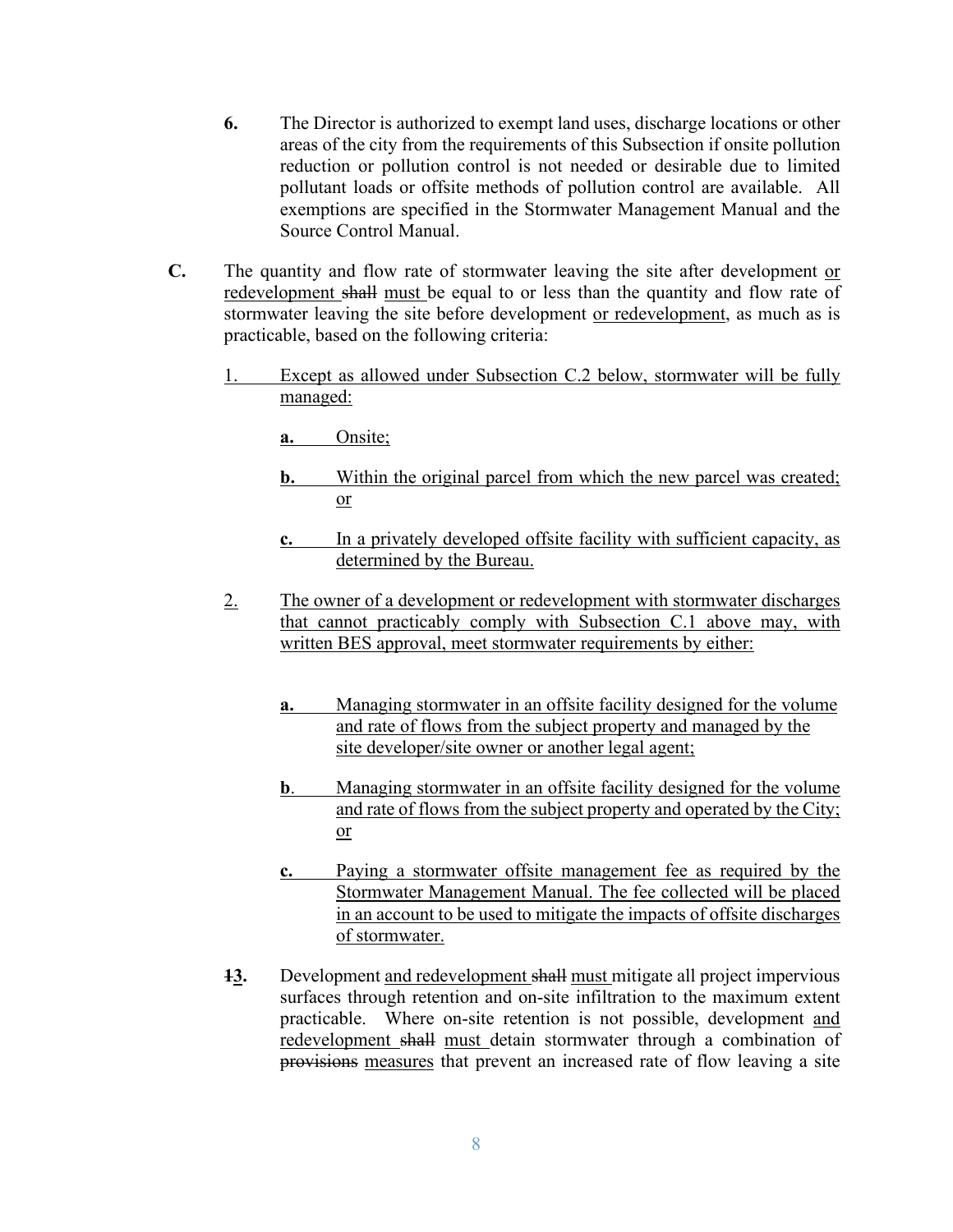**6.** The Director is authorized to exempt land uses, discharge locations or other areas of the city from the requirements of this Subsection if onsite pollution reduction or pollution control is not needed or desirable due to limited pollutant loads or offsite methods of pollution control are available. All exemptions are specified in the Stormwater Management Manual and the Source Control Manual.

**C.** The quantity and flow rate of stormwater leaving the site after development <u>or redevelopment</u> ~~shall~~ <u>must</u> be equal to or less than the quantity and flow rate of stormwater leaving the site before development <u>or redevelopment</u>, as much as is practicable, based on the following criteria:

<u>1.</u> <u>Except as allowed under Subsection C.2 below, stormwater will be fully managed:</u>

**<u>a.</u>** <u>Onsite;</u>

**<u>b.</u>** <u>Within the original parcel from which the new parcel was created; or</u>

**<u>c.</u>** <u>In a privately developed offsite facility with sufficient capacity, as determined by the Bureau.</u>

<u>2.</u> <u>The owner of a development or redevelopment with stormwater discharges that cannot practicably comply with Subsection C.1 above may, with written BES approval, meet stormwater requirements by either:</u>

**<u>a.</u>** <u>Managing stormwater in an offsite facility designed for the volume and rate of flows from the subject property and managed by the site developer/site owner or another legal agent;</u>

**<u>b</u>**<u>.</u> <u>Managing stormwater in an offsite facility designed for the volume and rate of flows from the subject property and operated by the City; or</u>

**<u>c.</u>** <u>Paying a stormwater offsite management fee as required by the Stormwater Management Manual. The fee collected will be placed in an account to be used to mitigate the impacts of offsite discharges of stormwater.</u>

**~~1~~<u>3</u>.** Development <u>and redevelopment</u> ~~shall~~ <u>must</u> mitigate all project impervious surfaces through retention and on-site infiltration to the maximum extent practicable. Where on-site retention is not possible, development <u>and redevelopment</u> ~~shall~~ <u>must</u> detain stormwater through a combination of ~~provisions~~ <u>measures</u> that prevent an increased rate of flow leaving a site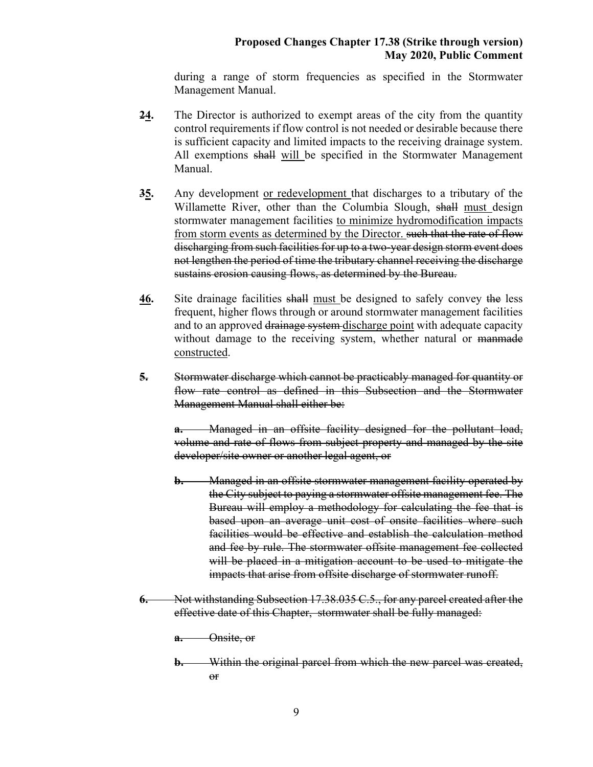during a range of storm frequencies as specified in the Stormwater Management Manual.

**~~2~~<u>4</u>.** The Director is authorized to exempt areas of the city from the quantity control requirements if flow control is not needed or desirable because there is sufficient capacity and limited impacts to the receiving drainage system. All exemptions ~~shall~~ <u>will</u> be specified in the Stormwater Management Manual.

**~~3~~<u>5</u>.** Any development <u>or redevelopment</u> that discharges to a tributary of the Willamette River, other than the Columbia Slough, ~~shall~~ <u>must</u> design stormwater management facilities <u>to minimize hydromodification impacts from storm events as determined by the Director.</u> ~~such that the rate of flow discharging from such facilities for up to a two-year design storm event does not lengthen the period of time the tributary channel receiving the discharge sustains erosion causing flows, as determined by the Bureau.~~

**<u>4</u><u>6</u>.** Site drainage facilities ~~shall~~ <u>must</u> be designed to safely convey ~~the~~ less frequent, higher flows through or around stormwater management facilities and to an approved ~~drainage system~~ <u>discharge point</u> with adequate capacity without damage to the receiving system, whether natural or ~~manmade~~ <u>constructed</u>.

~~**5.** Stormwater discharge which cannot be practicably managed for quantity or flow rate control as defined in this Subsection and the Stormwater Management Manual shall either be:~~

~~**a.** Managed in an offsite facility designed for the pollutant load, volume and rate of flows from subject property and managed by the site developer/site owner or another legal agent, or~~

~~**b.** Managed in an offsite stormwater management facility operated by the City subject to paying a stormwater offsite management fee. The Bureau will employ a methodology for calculating the fee that is based upon an average unit cost of onsite facilities where such facilities would be effective and establish the calculation method and fee by rule. The stormwater offsite management fee collected will be placed in a mitigation account to be used to mitigate the impacts that arise from offsite discharge of stormwater runoff.~~

~~**6.** Not withstanding Subsection 17.38.035 C.5., for any parcel created after the effective date of this Chapter, stormwater shall be fully managed:~~

~~**a.** Onsite, or~~

~~**b.** Within the original parcel from which the new parcel was created, or~~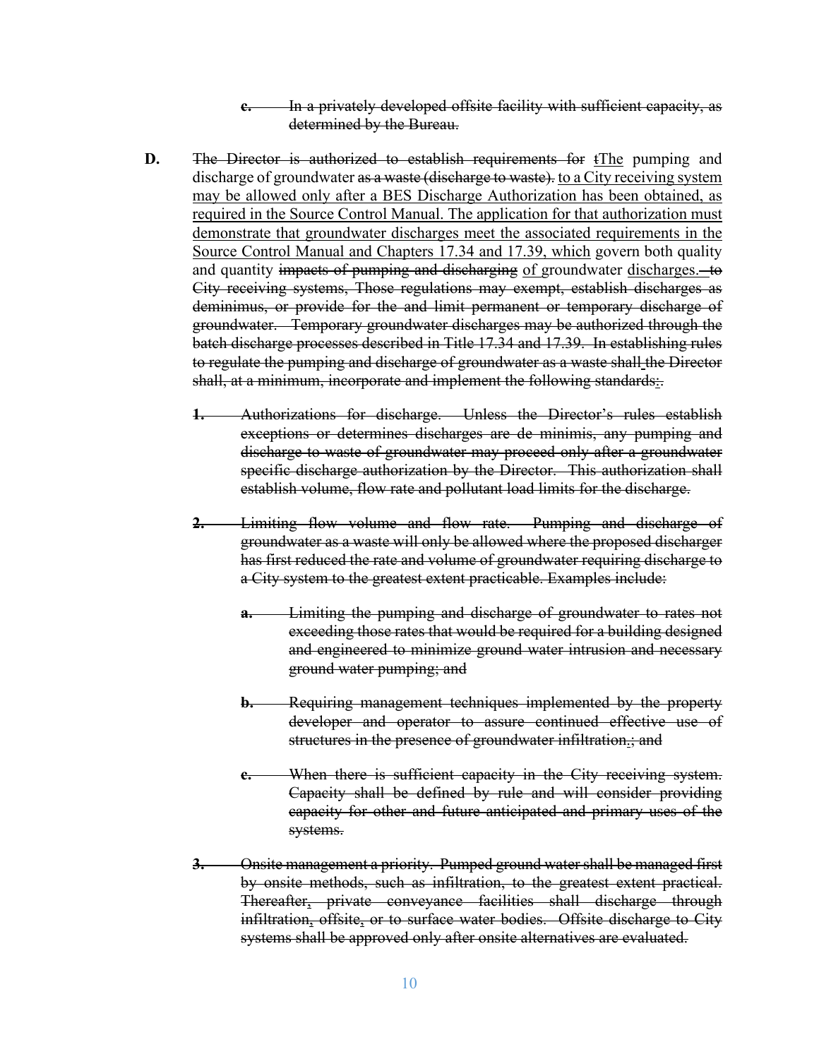~~**c.** In a privately developed offsite facility with sufficient capacity, as determined by the Bureau.~~

**D.** ~~The Director is authorized to establish requirements for t~~<u>The</u> pumping and discharge of groundwater ~~as a waste (discharge to waste).~~ <u>to a City receiving system may be allowed only after a BES Discharge Authorization has been obtained, as required in the Source Control Manual. The application for that authorization must demonstrate that groundwater discharges meet the associated requirements in the Source Control Manual and Chapters 17.34 and 17.39, which</u> govern both quality and quantity ~~impacts of pumping and discharging~~ <u>of</u> groundwater <u>discharges.</u> ~~to City receiving systems, Those regulations may exempt, establish discharges as deminimus, or provide for the and limit permanent or temporary discharge of groundwater. Temporary groundwater discharges may be authorized through the batch discharge processes described in Title 17.34 and 17.39. In establishing rules to regulate the pumping and discharge of groundwater as a waste shall the Director shall, at a minimum, incorporate and implement the following standards:.~~

~~**1.** Authorizations for discharge. Unless the Director's rules establish exceptions or determines discharges are de minimis, any pumping and discharge to waste of groundwater may proceed only after a groundwater specific discharge authorization by the Director. This authorization shall establish volume, flow rate and pollutant load limits for the discharge.~~

~~**2.** Limiting flow volume and flow rate. Pumping and discharge of groundwater as a waste will only be allowed where the proposed discharger has first reduced the rate and volume of groundwater requiring discharge to a City system to the greatest extent practicable. Examples include:~~

~~**a.** Limiting the pumping and discharge of groundwater to rates not exceeding those rates that would be required for a building designed and engineered to minimize ground water intrusion and necessary ground water pumping; and~~

~~**b.** Requiring management techniques implemented by the property developer and operator to assure continued effective use of structures in the presence of groundwater infiltration.; and~~

~~**c.** When there is sufficient capacity in the City receiving system. Capacity shall be defined by rule and will consider providing capacity for other and future anticipated and primary uses of the systems.~~

~~**3.** Onsite management a priority. Pumped ground water shall be managed first by onsite methods, such as infiltration, to the greatest extent practical. Thereafter, private conveyance facilities shall discharge through infiltration, offsite, or to surface water bodies. Offsite discharge to City systems shall be approved only after onsite alternatives are evaluated.~~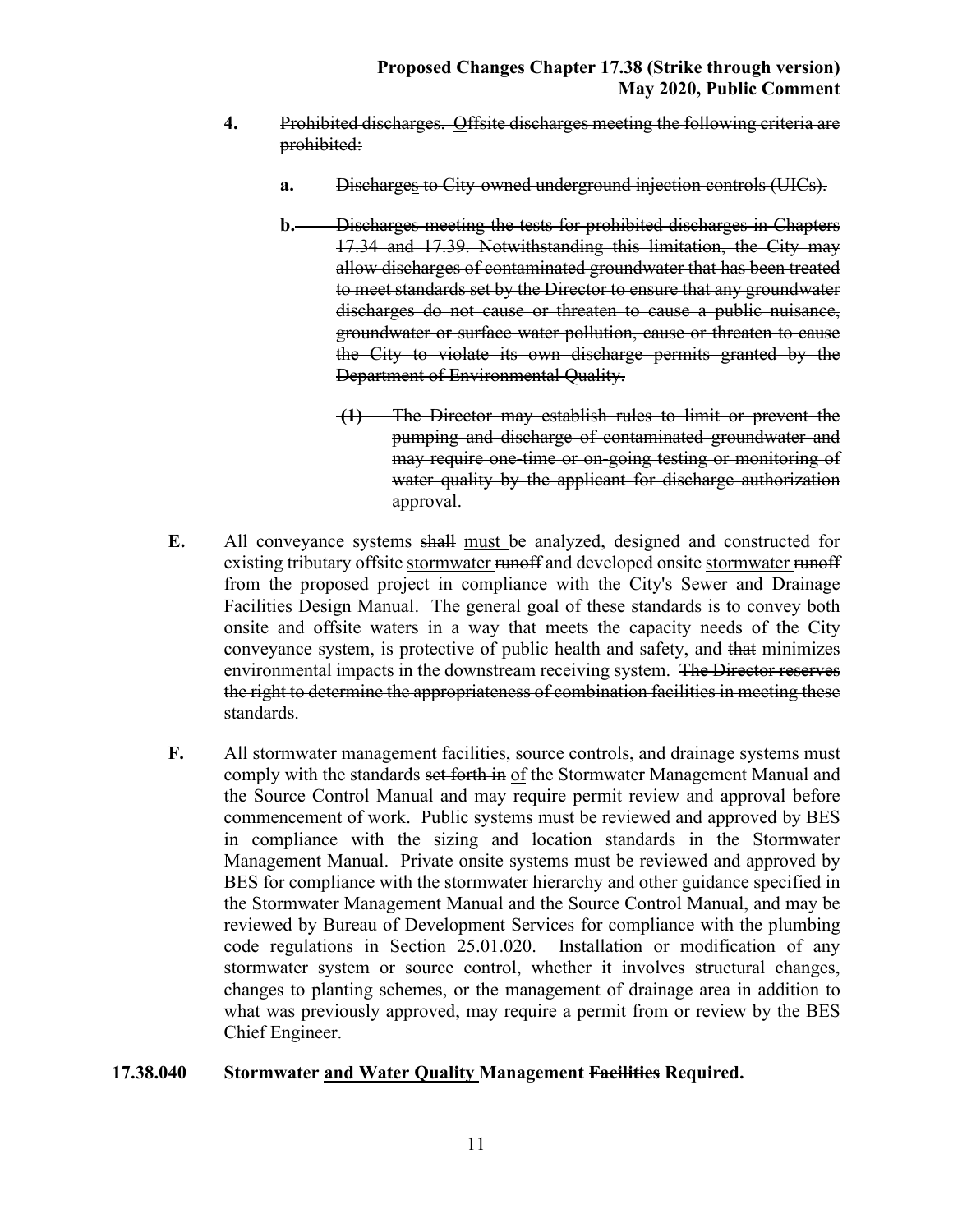4. ~~Prohibited discharges. Offsite discharges meeting the following criteria are prohibited:~~

   a. ~~Discharges to City-owned underground injection controls (UICs).~~

   b. ~~Discharges meeting the tests for prohibited discharges in Chapters 17.34 and 17.39. Notwithstanding this limitation, the City may allow discharges of contaminated groundwater that has been treated to meet standards set by the Director to ensure that any groundwater discharges do not cause or threaten to cause a public nuisance, groundwater or surface water pollution, cause or threaten to cause the City to violate its own discharge permits granted by the Department of Environmental Quality.~~

      (1) ~~The Director may establish rules to limit or prevent the pumping and discharge of contaminated groundwater and may require one-time or on-going testing or monitoring of water quality by the applicant for discharge authorization approval.~~

**E.** All conveyance systems ~~shall~~ must be analyzed, designed and constructed for existing tributary offsite stormwater ~~runoff~~ and developed onsite stormwater ~~runoff~~ from the proposed project in compliance with the City's Sewer and Drainage Facilities Design Manual. The general goal of these standards is to convey both onsite and offsite waters in a way that meets the capacity needs of the City conveyance system, is protective of public health and safety, and ~~that~~ minimizes environmental impacts in the downstream receiving system. ~~The Director reserves the right to determine the appropriateness of combination facilities in meeting these standards.~~

**F.** All stormwater management facilities, source controls, and drainage systems must comply with the standards ~~set forth in~~ of the Stormwater Management Manual and the Source Control Manual and may require permit review and approval before commencement of work. Public systems must be reviewed and approved by BES in compliance with the sizing and location standards in the Stormwater Management Manual. Private onsite systems must be reviewed and approved by BES for compliance with the stormwater hierarchy and other guidance specified in the Stormwater Management Manual and the Source Control Manual, and may be reviewed by Bureau of Development Services for compliance with the plumbing code regulations in Section 25.01.020. Installation or modification of any stormwater system or source control, whether it involves structural changes, changes to planting schemes, or the management of drainage area in addition to what was previously approved, may require a permit from or review by the BES Chief Engineer.

**17.38.040 Stormwater and Water Quality Management ~~Facilities~~ Required.**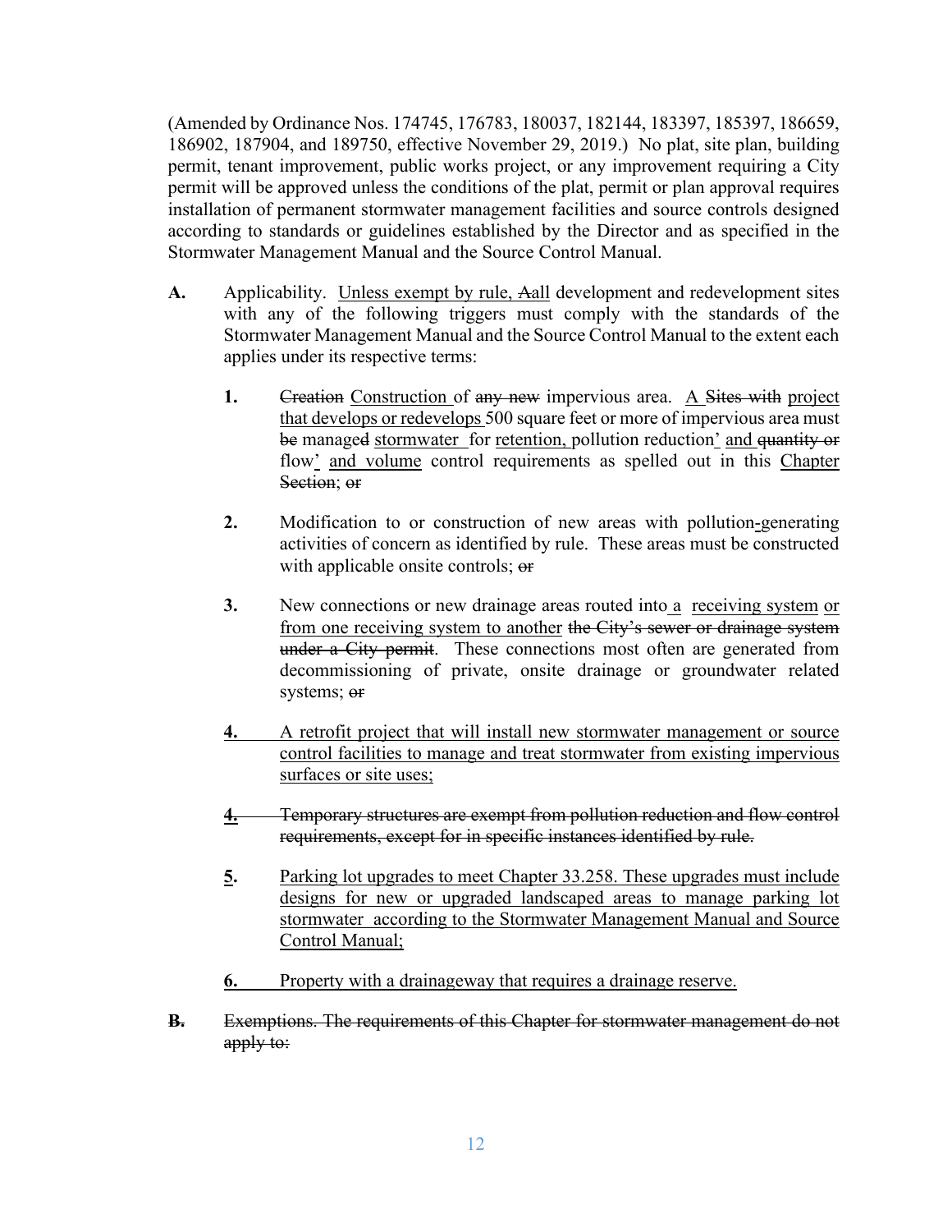(Amended by Ordinance Nos. 174745, 176783, 180037, 182144, 183397, 185397, 186659, 186902, 187904, and 189750, effective November 29, 2019.) No plat, site plan, building permit, tenant improvement, public works project, or any improvement requiring a City permit will be approved unless the conditions of the plat, permit or plan approval requires installation of permanent stormwater management facilities and source controls designed according to standards or guidelines established by the Director and as specified in the Stormwater Management Manual and the Source Control Manual.

**A.** Applicability. <u>Unless exempt by rule,</u> ~~A~~<u>a</u>ll development and redevelopment sites with any of the following triggers must comply with the standards of the Stormwater Management Manual and the Source Control Manual to the extent each applies under its respective terms:

**1.** ~~Creation~~ <u>Construction</u> of ~~any new~~ impervious area. <u>A</u> ~~Sites with~~ <u>project that develops or redevelops</u> 500 square feet or more of impervious area must ~~be~~ manage~~d~~ <u>stormwater for retention,</u> pollution reduction<u>,</u> <u>and</u> ~~quantity or~~ flow<u>,</u> <u>and volume</u> control requirements as spelled out in this <u>Chapter</u> ~~Section~~; ~~or~~

**2.** Modification to or construction of new areas with pollution<u>-</u>generating activities of concern as identified by rule. These areas must be constructed with applicable onsite controls; ~~or~~

**3.** New connections or new drainage areas routed into <u>a receiving system or from one receiving system to another</u> ~~the City's sewer or drainage system under a City permit~~. These connections most often are generated from decommissioning of private, onsite drainage or groundwater related systems; ~~or~~

<u>**4.** A retrofit project that will install new stormwater management or source control facilities to manage and treat stormwater from existing impervious surfaces or site uses;</u>

~~**4.** Temporary structures are exempt from pollution reduction and flow control requirements, except for in specific instances identified by rule.~~

<u>**5.** Parking lot upgrades to meet Chapter 33.258. These upgrades must include designs for new or upgraded landscaped areas to manage parking lot stormwater according to the Stormwater Management Manual and Source Control Manual;</u>

<u>**6.** Property with a drainageway that requires a drainage reserve.</u>

~~**B.** Exemptions. The requirements of this Chapter for stormwater management do not apply to:~~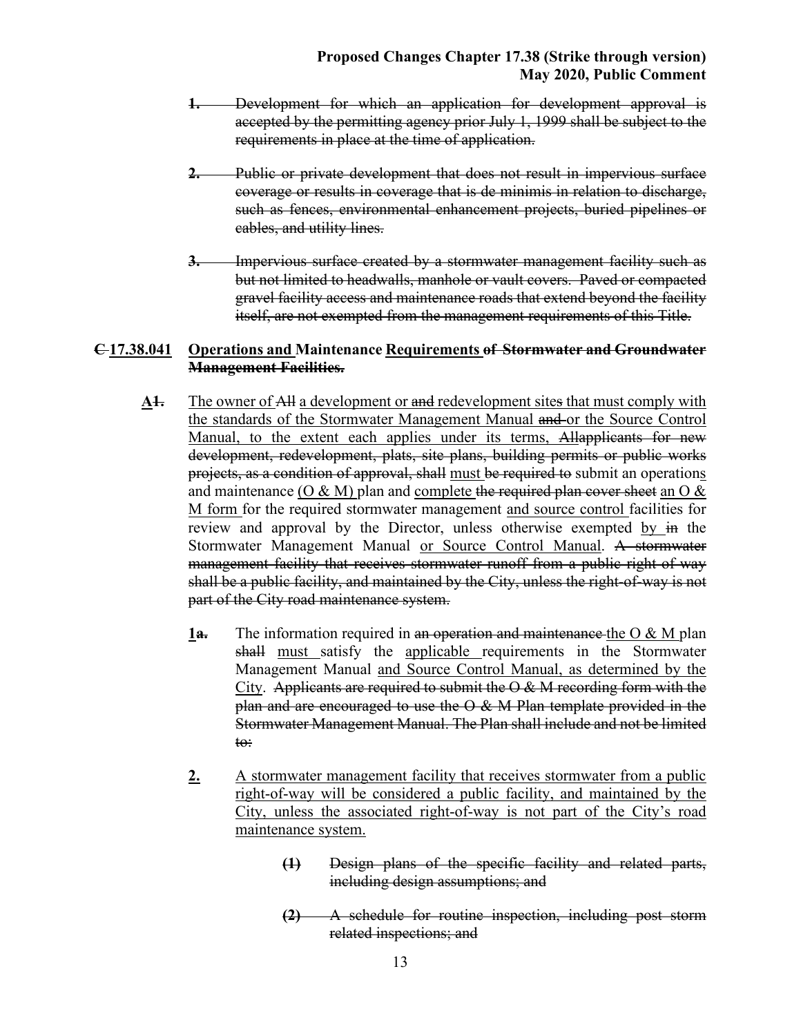1. ~~Development for which an application for development approval is accepted by the permitting agency prior July 1, 1999 shall be subject to the requirements in place at the time of application.~~

2. ~~Public or private development that does not result in impervious surface coverage or results in coverage that is de minimis in relation to discharge, such as fences, environmental enhancement projects, buried pipelines or cables, and utility lines.~~

3. ~~Impervious surface created by a stormwater management facility such as but not limited to headwalls, manhole or vault covers. Paved or compacted gravel facility access and maintenance roads that extend beyond the facility itself, are not exempted from the management requirements of this Title.~~

**~~C~~ <u>17.38.041</u> <u>Operations and</u> Maintenance <u>Requirements</u> ~~of Stormwater and Groundwater Management Facilities.~~**

**<u>A</u>~~1.~~** <u>The owner of</u> ~~All~~ <u>a development or</u> ~~and~~ redevelopment site~~s~~ that must comply with the standards of the Stormwater Management Manual ~~and~~ <u>or the Source Control Manual, to the extent each applies under its terms,</u> ~~Allapplicants for new development, redevelopment, plats, site plans, building permits or public works projects, as a condition of approval, shall~~ <u>must</u> ~~be required to~~ submit an operation<u>s</u> and maintenance <u>(O & M)</u> plan and <u>complete</u> ~~the required plan cover sheet~~ <u>an O & M form</u> for the required stormwater management <u>and source control</u> facilities for review and approval by the Director, unless otherwise exempted <u>by</u> ~~in~~ the Stormwater Management Manual <u>or Source Control Manual</u>. ~~A stormwater management facility that receives stormwater runoff from a public right-of-way shall be a public facility, and maintained by the City, unless the right-of-way is not part of the City road maintenance system.~~

**<u>1</u>~~a.~~** The information required in ~~an operation and maintenance~~ <u>the O & M</u> plan ~~shall~~ <u>must</u> satisfy the <u>applicable</u> requirements in the Stormwater Management Manual <u>and Source Control Manual, as determined by the City</u>. ~~Applicants are required to submit the O & M recording form with the plan and are encouraged to use the O & M Plan template provided in the Stormwater Management Manual. The Plan shall include and not be limited to:~~

**<u>2.</u>** <u>A stormwater management facility that receives stormwater from a public right-of-way will be considered a public facility, and maintained by the City, unless the associated right-of-way is not part of the City's road maintenance system.</u>

~~(1) Design plans of the specific facility and related parts, including design assumptions; and~~

~~(2) A schedule for routine inspection, including post storm related inspections; and~~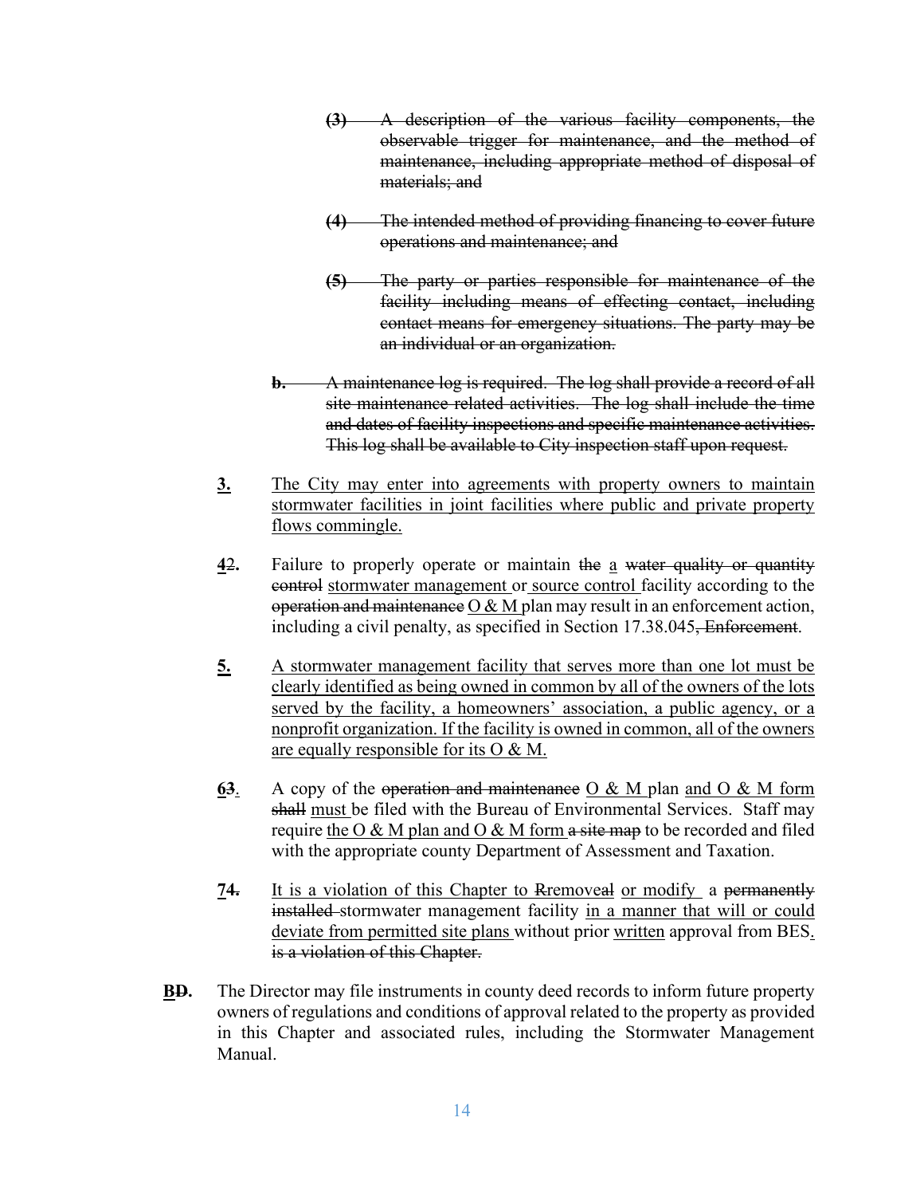~~**(3)** A description of the various facility components, the observable trigger for maintenance, and the method of maintenance, including appropriate method of disposal of materials; and~~

~~**(4)** The intended method of providing financing to cover future operations and maintenance; and~~

~~**(5)** The party or parties responsible for maintenance of the facility including means of effecting contact, including contact means for emergency situations. The party may be an individual or an organization.~~

~~**b.** A maintenance log is required. The log shall provide a record of all site maintenance related activities. The log shall include the time and dates of facility inspections and specific maintenance activities. This log shall be available to City inspection staff upon request.~~

<u>**3.**</u> <u>The City may enter into agreements with property owners to maintain stormwater facilities in joint facilities where public and private property flows commingle.</u>

<u>**4**</u>~~**2**~~**.** Failure to properly operate or maintain ~~the~~ <u>a</u> ~~water quality or quantity control~~ <u>stormwater management</u> or <u>source control</u> facility according to the ~~operation and maintenance~~ <u>O & M</u> plan may result in an enforcement action, including a civil penalty, as specified in Section 17.38.045~~, Enforcement~~.

<u>**5.**</u> <u>A stormwater management facility that serves more than one lot must be clearly identified as being owned in common by all of the owners of the lots served by the facility, a homeowners' association, a public agency, or a nonprofit organization. If the facility is owned in common, all of the owners are equally responsible for its O & M.</u>

<u>**6**</u>~~**3**~~. A copy of the ~~operation and maintenance~~ <u>O & M</u> plan <u>and O & M form</u> ~~shall~~ <u>must</u> be filed with the Bureau of Environmental Services. Staff may require <u>the O & M plan and O & M form</u> ~~a site map~~ to be recorded and filed with the appropriate county Department of Assessment and Taxation.

<u>**7**</u>~~**4.**~~ <u>It is a violation of this Chapter to</u> ~~R~~removeal <u>or modify</u> a ~~permanently installed~~ stormwater management facility <u>in a manner that will or could deviate from permitted site plans</u> without prior <u>written</u> approval from BES<u>.</u> ~~is a violation of this Chapter.~~

<u>**B**</u>~~**D**~~**.** The Director may file instruments in county deed records to inform future property owners of regulations and conditions of approval related to the property as provided in this Chapter and associated rules, including the Stormwater Management Manual.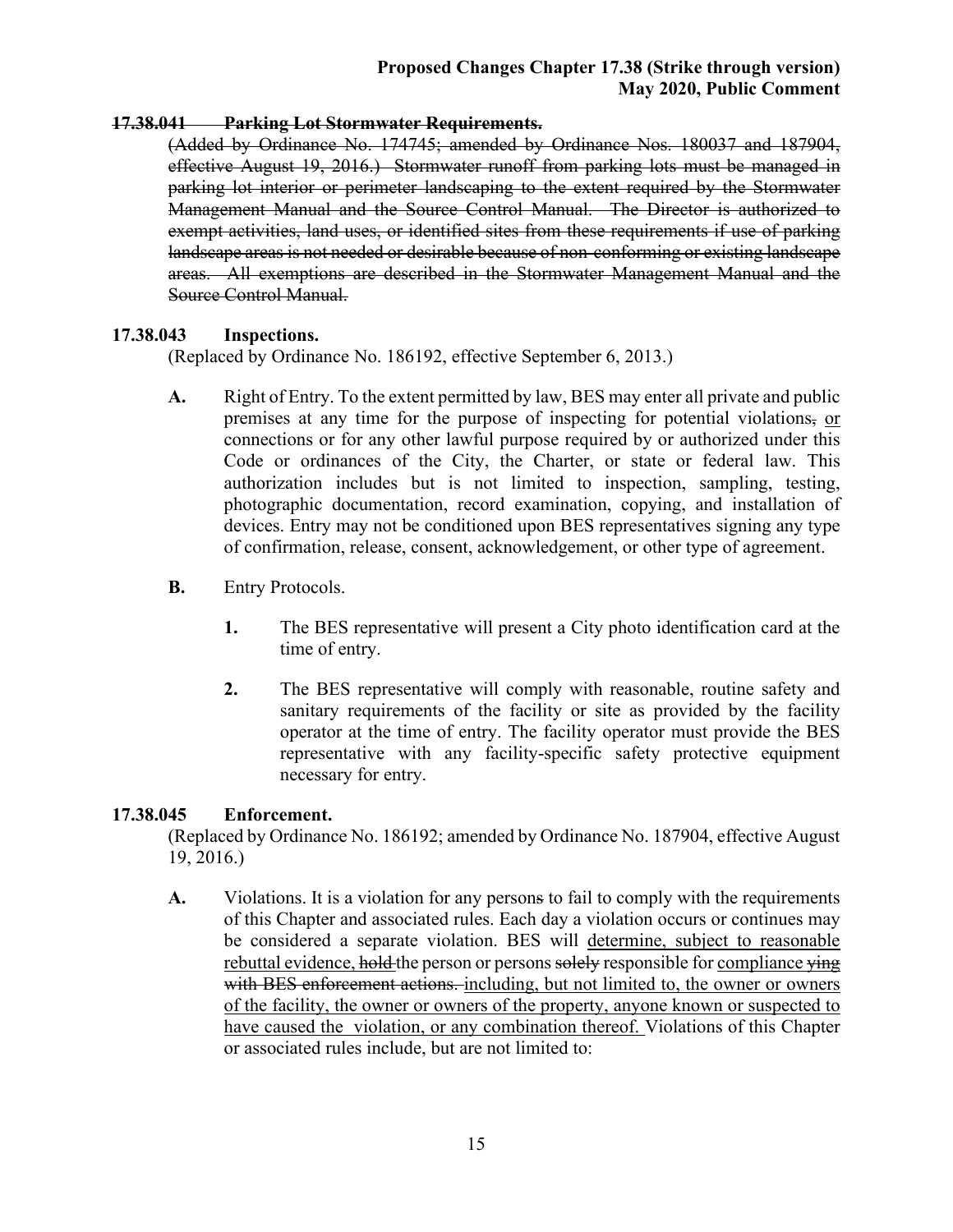**17.38.041 Parking Lot Stormwater Requirements.**

~~(Added by Ordinance No. 174745; amended by Ordinance Nos. 180037 and 187904, effective August 19, 2016.) Stormwater runoff from parking lots must be managed in parking lot interior or perimeter landscaping to the extent required by the Stormwater Management Manual and the Source Control Manual. The Director is authorized to exempt activities, land uses, or identified sites from these requirements if use of parking landscape areas is not needed or desirable because of non-conforming or existing landscape areas. All exemptions are described in the Stormwater Management Manual and the Source Control Manual.~~

**17.38.043 Inspections.**

(Replaced by Ordinance No. 186192, effective September 6, 2013.)

**A.** Right of Entry. To the extent permitted by law, BES may enter all private and public premises at any time for the purpose of inspecting for potential violations~~,~~ <u>or</u> connections or for any other lawful purpose required by or authorized under this Code or ordinances of the City, the Charter, or state or federal law. This authorization includes but is not limited to inspection, sampling, testing, photographic documentation, record examination, copying, and installation of devices. Entry may not be conditioned upon BES representatives signing any type of confirmation, release, consent, acknowledgement, or other type of agreement.

**B.** Entry Protocols.

**1.** The BES representative will present a City photo identification card at the time of entry.

**2.** The BES representative will comply with reasonable, routine safety and sanitary requirements of the facility or site as provided by the facility operator at the time of entry. The facility operator must provide the BES representative with any facility-specific safety protective equipment necessary for entry.

**17.38.045 Enforcement.**

(Replaced by Ordinance No. 186192; amended by Ordinance No. 187904, effective August 19, 2016.)

**A.** Violations. It is a violation for any person~~s~~ to fail to comply with the requirements of this Chapter and associated rules. Each day a violation occurs or continues may be considered a separate violation. BES will <u>determine, subject to reasonable rebuttal evidence,</u> ~~hold~~ the person or persons ~~solely~~ responsible for <u>compliance</u> ~~ying with BES enforcement actions.~~ <u>including, but not limited to, the owner or owners of the facility, the owner or owners of the property, anyone known or suspected to have caused the violation, or any combination thereof.</u> Violations of this Chapter or associated rules include, but are not limited to: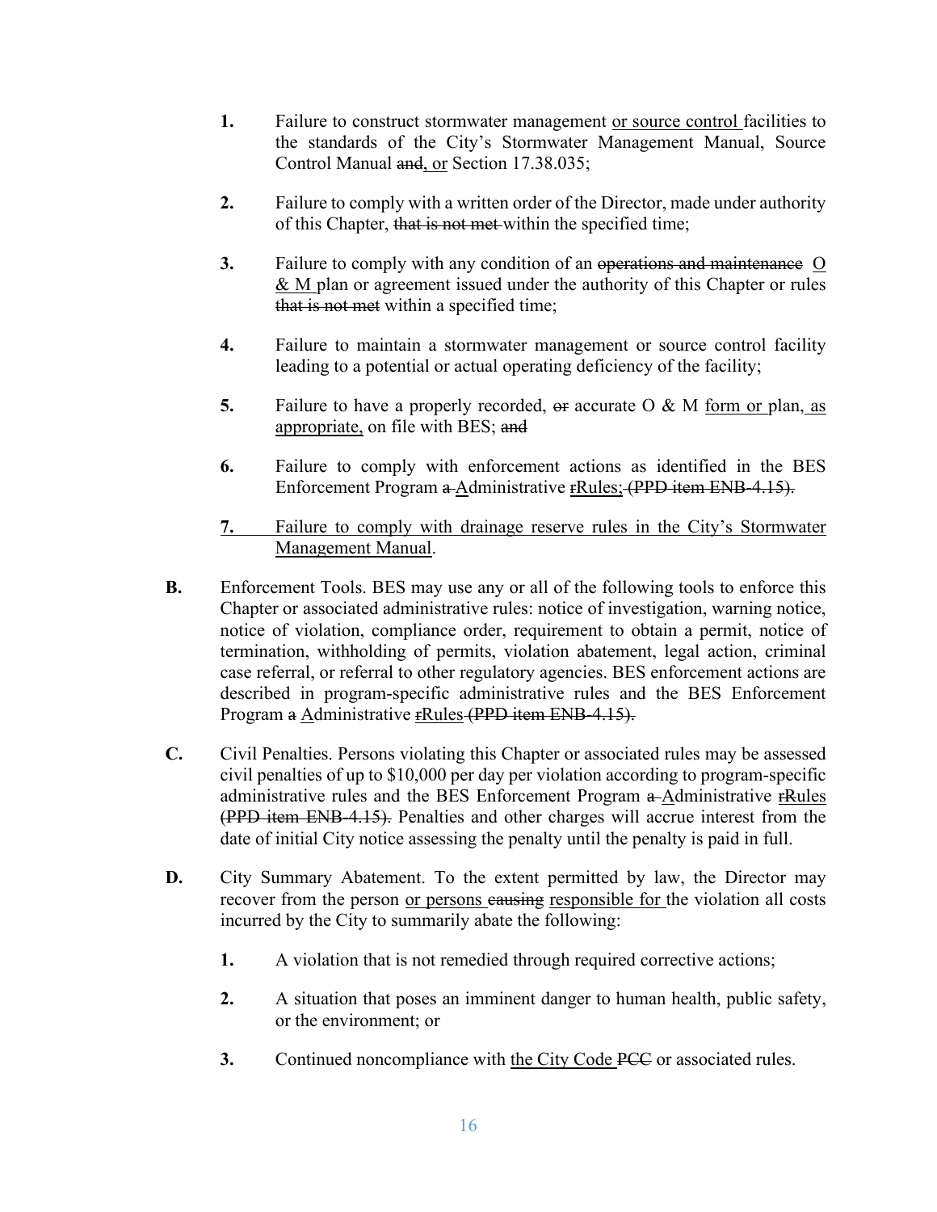1. Failure to construct stormwater management <u>or source control</u> facilities to the standards of the City's Stormwater Management Manual, Source Control Manual ~~and~~<u>, or</u> Section 17.38.035;

2. Failure to comply with a written order of the Director, made under authority of this Chapter, ~~that is not met~~ within the specified time;

3. Failure to comply with any condition of an ~~operations and maintenance~~ <u>O & M</u> plan or agreement issued under the authority of this Chapter or rules ~~that is not met~~ within a specified time;

4. Failure to maintain a stormwater management or source control facility leading to a potential or actual operating deficiency of the facility;

5. Failure to have a properly recorded, ~~or~~ accurate O & M <u>form or</u> plan<u>, as appropriate,</u> on file with BES; ~~and~~

6. Failure to comply with enforcement actions as identified in the BES Enforcement Program ~~a~~ <u>A</u>dministrative ~~r~~<u>Rules;</u> ~~(PPD item ENB-4.15).~~

<u>7. Failure to comply with drainage reserve rules in the City's Stormwater Management Manual</u>.

**B.** Enforcement Tools. BES may use any or all of the following tools to enforce this Chapter or associated administrative rules: notice of investigation, warning notice, notice of violation, compliance order, requirement to obtain a permit, notice of termination, withholding of permits, violation abatement, legal action, criminal case referral, or referral to other regulatory agencies. BES enforcement actions are described in program-specific administrative rules and the BES Enforcement Program ~~a~~ <u>A</u>dministrative ~~r~~<u>Rules</u> ~~(PPD item ENB-4.15).~~

**C.** Civil Penalties. Persons violating this Chapter or associated rules may be assessed civil penalties of up to $10,000 per day per violation according to program-specific administrative rules and the BES Enforcement Program ~~a~~ <u>A</u>dministrative ~~r~~<u>Rules</u> ~~(PPD item ENB-4.15).~~ Penalties and other charges will accrue interest from the date of initial City notice assessing the penalty until the penalty is paid in full.

**D.** City Summary Abatement. To the extent permitted by law, the Director may recover from the person <u>or persons</u> ~~causing~~ <u>responsible for</u> the violation all costs incurred by the City to summarily abate the following:

1. A violation that is not remedied through required corrective actions;

2. A situation that poses an imminent danger to human health, public safety, or the environment; or

3. Continued noncompliance with <u>the City Code</u> ~~PCC~~ or associated rules.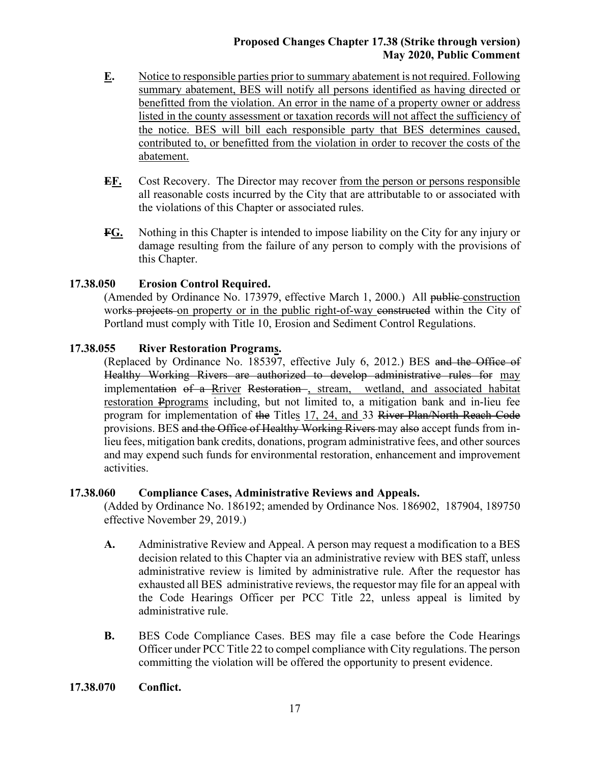**E.** Notice to responsible parties prior to summary abatement is not required. Following summary abatement, BES will notify all persons identified as having directed or benefitted from the violation. An error in the name of a property owner or address listed in the county assessment or taxation records will not affect the sufficiency of the notice. BES will bill each responsible party that BES determines caused, contributed to, or benefitted from the violation in order to recover the costs of the abatement.

**EF.** Cost Recovery. The Director may recover from the person or persons responsible all reasonable costs incurred by the City that are attributable to or associated with the violations of this Chapter or associated rules.

**FG.** Nothing in this Chapter is intended to impose liability on the City for any injury or damage resulting from the failure of any person to comply with the provisions of this Chapter.

**17.38.050 Erosion Control Required.**

(Amended by Ordinance No. 173979, effective March 1, 2000.) All public construction works projects on property or in the public right-of-way constructed within the City of Portland must comply with Title 10, Erosion and Sediment Control Regulations.

**17.38.055 River Restoration Programs.**

(Replaced by Ordinance No. 185397, effective July 6, 2012.) BES and the Office of Healthy Working Rivers are authorized to develop administrative rules for may implementation of a Rriver Restoration , stream, wetland, and associated habitat restoration Pprograms including, but not limited to, a mitigation bank and in-lieu fee program for implementation of the Titles 17, 24, and 33 River Plan/North Reach Code provisions. BES and the Office of Healthy Working Rivers may also accept funds from in-lieu fees, mitigation bank credits, donations, program administrative fees, and other sources and may expend such funds for environmental restoration, enhancement and improvement activities.

**17.38.060 Compliance Cases, Administrative Reviews and Appeals.**

(Added by Ordinance No. 186192; amended by Ordinance Nos. 186902, 187904, 189750 effective November 29, 2019.)

**A.** Administrative Review and Appeal. A person may request a modification to a BES decision related to this Chapter via an administrative review with BES staff, unless administrative review is limited by administrative rule. After the requestor has exhausted all BES administrative reviews, the requestor may file for an appeal with the Code Hearings Officer per PCC Title 22, unless appeal is limited by administrative rule.

**B.** BES Code Compliance Cases. BES may file a case before the Code Hearings Officer under PCC Title 22 to compel compliance with City regulations. The person committing the violation will be offered the opportunity to present evidence.

**17.38.070 Conflict.**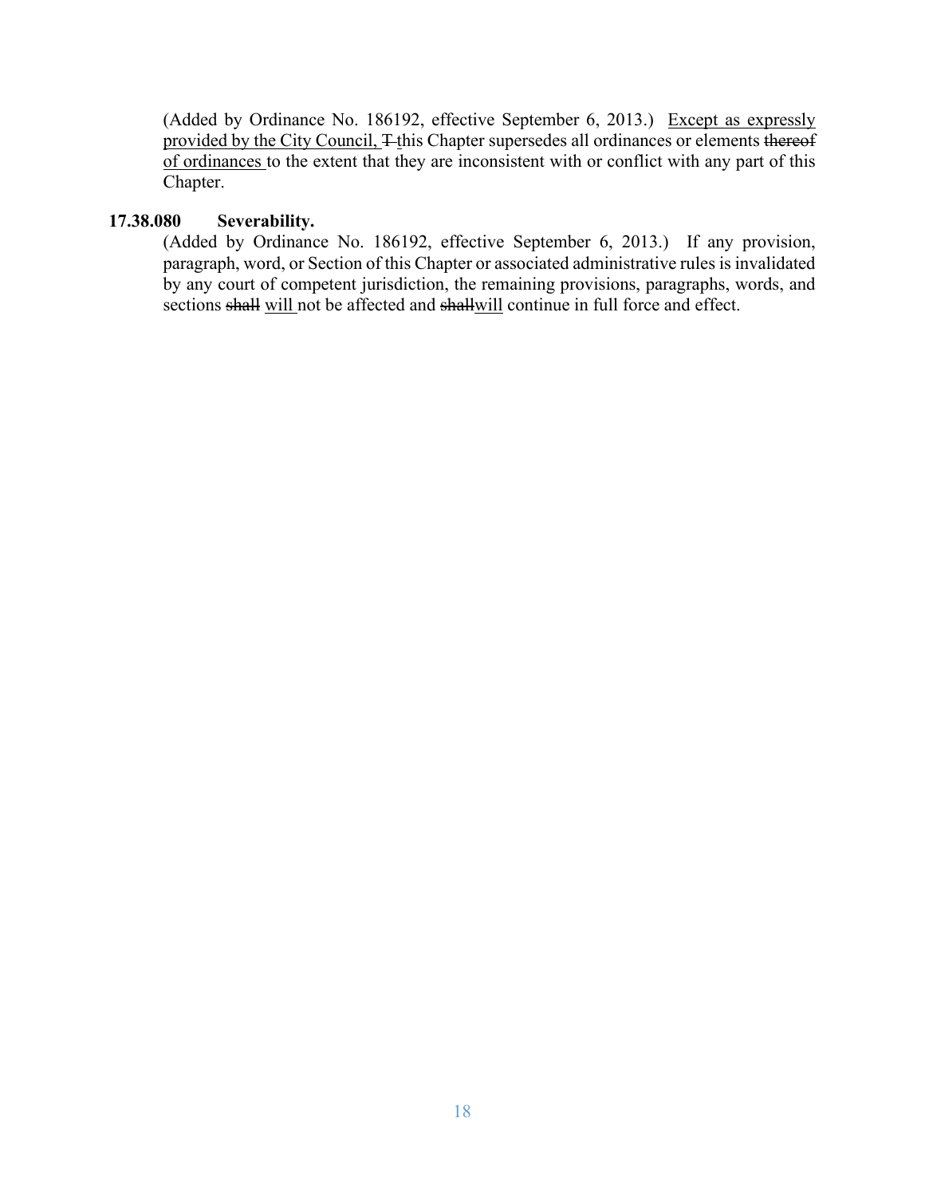(Added by Ordinance No. 186192, effective September 6, 2013.) <u>Except as expressly provided by the City Council,</u> ~~T~~ <u>t</u>his Chapter supersedes all ordinances or elements ~~thereof~~ <u>of ordinances</u> to the extent that they are inconsistent with or conflict with any part of this Chapter.

**17.38.080 Severability.**

(Added by Ordinance No. 186192, effective September 6, 2013.) If any provision, paragraph, word, or Section of this Chapter or associated administrative rules is invalidated by any court of competent jurisdiction, the remaining provisions, paragraphs, words, and sections ~~shall~~ <u>will</u> not be affected and ~~shall~~<u>will</u> continue in full force and effect.